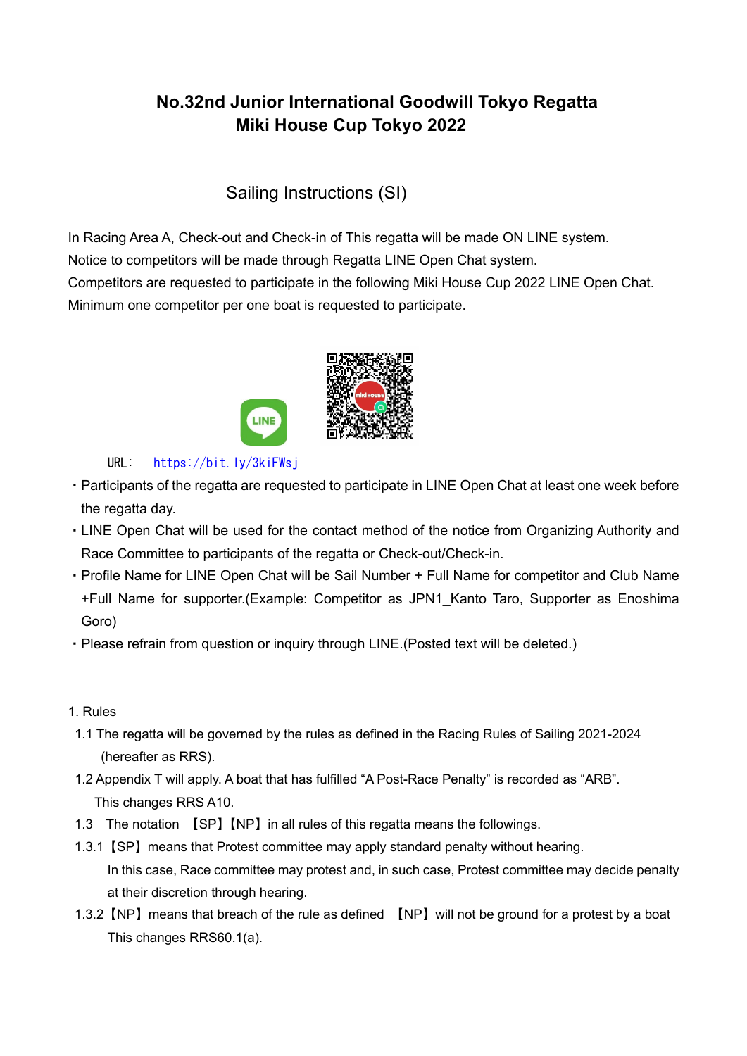# No.32nd Junior International Goodwill Tokyo Regatta
# Miki House Cup Tokyo 2022

## Sailing Instructions (SI)

In Racing Area A, Check-out and Check-in of This regatta will be made ON LINE system.
Notice to competitors will be made through Regatta LINE Open Chat system.
Competitors are requested to participate in the following Miki House Cup 2022 LINE Open Chat.
Minimum one competitor per one boat is requested to participate.

URL： https://bit.ly/3kiFWsj

- Participants of the regatta are requested to participate in LINE Open Chat at least one week before the regatta day.
- LINE Open Chat will be used for the contact method of the notice from Organizing Authority and Race Committee to participants of the regatta or Check-out/Check-in.
- Profile Name for LINE Open Chat will be Sail Number + Full Name for competitor and Club Name +Full Name for supporter.(Example: Competitor as JPN1_Kanto Taro, Supporter as Enoshima Goro)
- Please refrain from question or inquiry through LINE.(Posted text will be deleted.)

1. Rules

1.1 The regatta will be governed by the rules as defined in the Racing Rules of Sailing 2021-2024 (hereafter as RRS).

1.2 Appendix T will apply. A boat that has fulfilled “A Post-Race Penalty” is recorded as “ARB”. This changes RRS A10.

1.3 The notation 【SP】【NP】in all rules of this regatta means the followings.

1.3.1【SP】means that Protest committee may apply standard penalty without hearing. In this case, Race committee may protest and, in such case, Protest committee may decide penalty at their discretion through hearing.

1.3.2【NP】means that breach of the rule as defined 【NP】will not be ground for a protest by a boat This changes RRS60.1(a).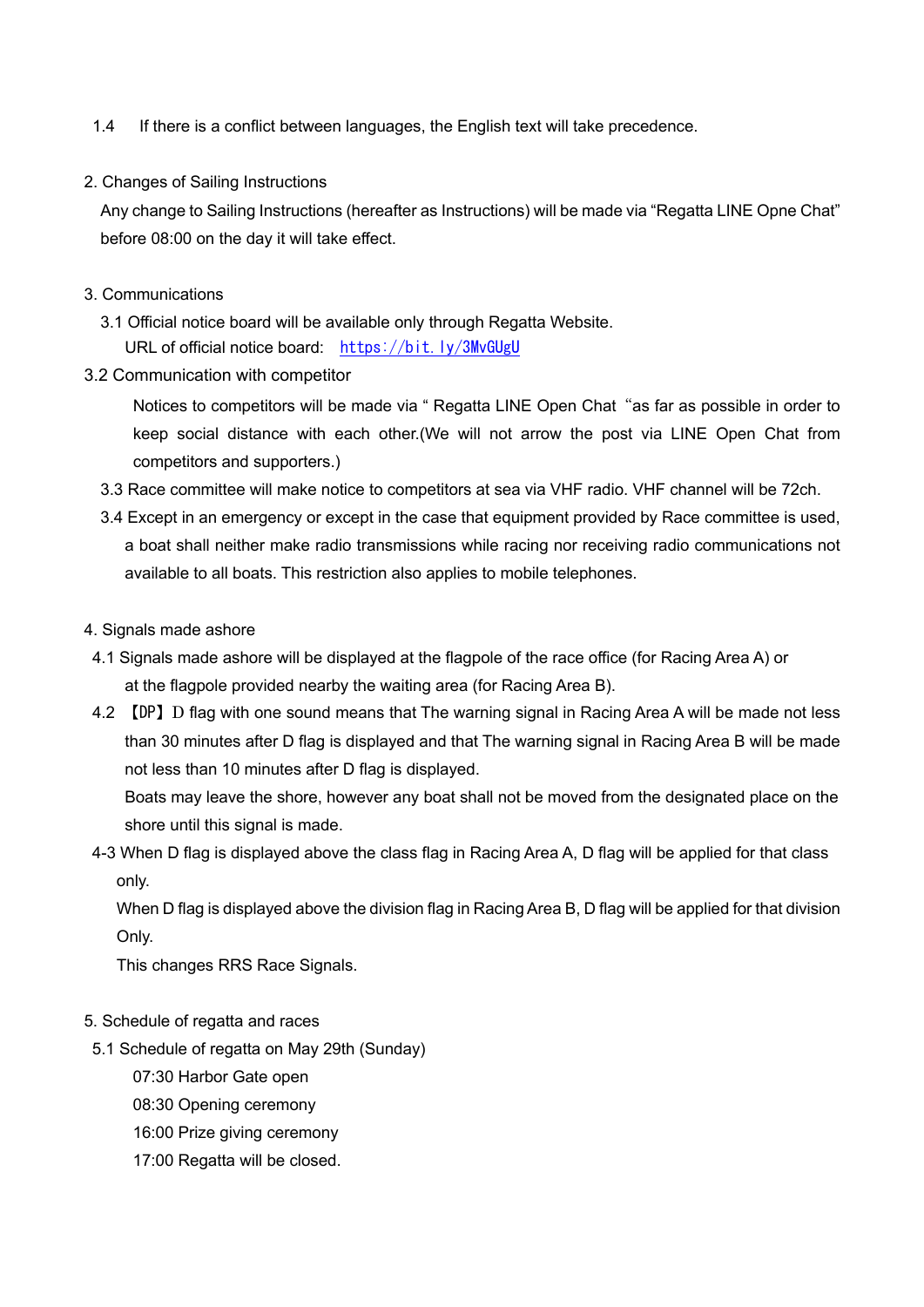1.4 If there is a conflict between languages, the English text will take precedence.

2. Changes of Sailing Instructions

Any change to Sailing Instructions (hereafter as Instructions) will be made via “Regatta LINE Opne Chat” before 08:00 on the day it will take effect.

3. Communications

3.1 Official notice board will be available only through Regatta Website.
URL of official notice board: [https://bit.ly/3MvGUgU](https://bit.ly/3MvGUgU)

3.2 Communication with competitor

Notices to competitors will be made via “ Regatta LINE Open Chat “as far as possible in order to keep social distance with each other.(We will not arrow the post via LINE Open Chat from competitors and supporters.)

3.3 Race committee will make notice to competitors at sea via VHF radio. VHF channel will be 72ch.

3.4 Except in an emergency or except in the case that equipment provided by Race committee is used, a boat shall neither make radio transmissions while racing nor receiving radio communications not available to all boats. This restriction also applies to mobile telephones.

4. Signals made ashore

4.1 Signals made ashore will be displayed at the flagpole of the race office (for Racing Area A) or at the flagpole provided nearby the waiting area (for Racing Area B).

4.2 【DP】D flag with one sound means that The warning signal in Racing Area A will be made not less than 30 minutes after D flag is displayed and that The warning signal in Racing Area B will be made not less than 10 minutes after D flag is displayed.
Boats may leave the shore, however any boat shall not be moved from the designated place on the shore until this signal is made.

4-3 When D flag is displayed above the class flag in Racing Area A, D flag will be applied for that class only.
When D flag is displayed above the division flag in Racing Area B, D flag will be applied for that division Only.
This changes RRS Race Signals.

5. Schedule of regatta and races

5.1 Schedule of regatta on May 29th (Sunday)

07:30 Harbor Gate open
08:30 Opening ceremony
16:00 Prize giving ceremony
17:00 Regatta will be closed.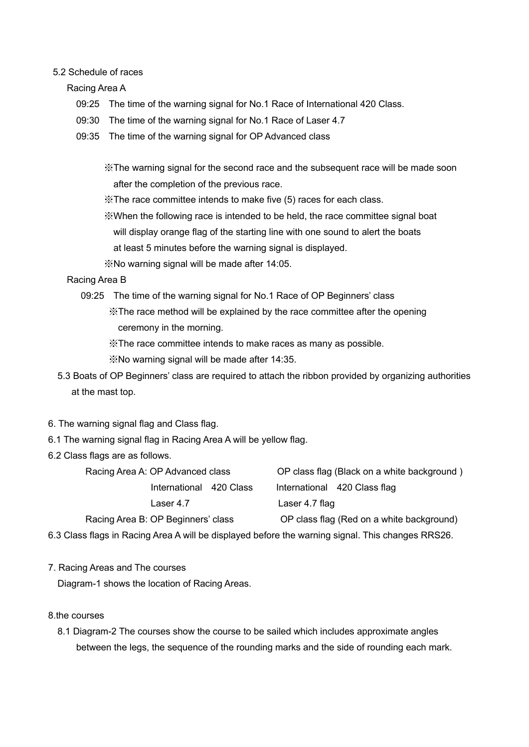5.2 Schedule of races

Racing Area A

09:25 The time of the warning signal for No.1 Race of International 420 Class.

09:30 The time of the warning signal for No.1 Race of Laser 4.7

09:35 The time of the warning signal for OP Advanced class

※The warning signal for the second race and the subsequent race will be made soon after the completion of the previous race.

※The race committee intends to make five (5) races for each class.

※When the following race is intended to be held, the race committee signal boat will display orange flag of the starting line with one sound to alert the boats at least 5 minutes before the warning signal is displayed.

※No warning signal will be made after 14:05.

Racing Area B

09:25 The time of the warning signal for No.1 Race of OP Beginners' class

※The race method will be explained by the race committee after the opening ceremony in the morning.

※The race committee intends to make races as many as possible.

※No warning signal will be made after 14:35.

5.3 Boats of OP Beginners' class are required to attach the ribbon provided by organizing authorities at the mast top.

6. The warning signal flag and Class flag.

6.1 The warning signal flag in Racing Area A will be yellow flag.

6.2 Class flags are as follows.

| | | |
|---|---|---|
| Racing Area A: | OP Advanced class | OP class flag (Black on a white background ) |
| | International 420 Class | International 420 Class flag |
| | Laser 4.7 | Laser 4.7 flag |
| Racing Area B: | OP Beginners' class | OP class flag (Red on a white background) |

6.3 Class flags in Racing Area A will be displayed before the warning signal. This changes RRS26.

7. Racing Areas and The courses

Diagram-1 shows the location of Racing Areas.

8.the courses

8.1 Diagram-2 The courses show the course to be sailed which includes approximate angles between the legs, the sequence of the rounding marks and the side of rounding each mark.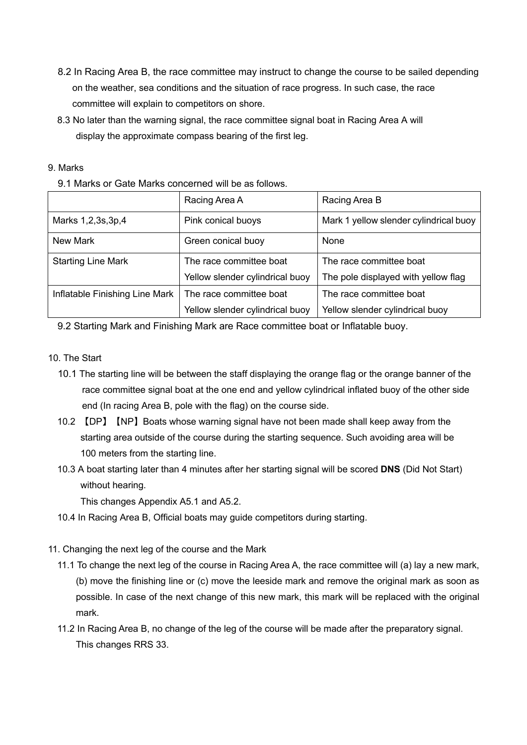8.2 In Racing Area B, the race committee may instruct to change the course to be sailed depending on the weather, sea conditions and the situation of race progress. In such case, the race committee will explain to competitors on shore.

8.3 No later than the warning signal, the race committee signal boat in Racing Area A will display the approximate compass bearing of the first leg.

9. Marks

9.1 Marks or Gate Marks concerned will be as follows.

| | Racing Area A | Racing Area B |
|---|---|---|
| Marks 1,2,3s,3p,4 | Pink conical buoys | Mark 1 yellow slender cylindrical buoy |
| New Mark | Green conical buoy | None |
| Starting Line Mark | The race committee boat<br>Yellow slender cylindrical buoy | The race committee boat<br>The pole displayed with yellow flag |
| Inflatable Finishing Line Mark | The race committee boat<br>Yellow slender cylindrical buoy | The race committee boat<br>Yellow slender cylindrical buoy |

9.2 Starting Mark and Finishing Mark are Race committee boat or Inflatable buoy.

10. The Start

10.1 The starting line will be between the staff displaying the orange flag or the orange banner of the race committee signal boat at the one end and yellow cylindrical inflated buoy of the other side end (In racing Area B, pole with the flag) on the course side.

10.2 【DP】【NP】Boats whose warning signal have not been made shall keep away from the starting area outside of the course during the starting sequence. Such avoiding area will be 100 meters from the starting line.

10.3 A boat starting later than 4 minutes after her starting signal will be scored **DNS** (Did Not Start) without hearing.
This changes Appendix A5.1 and A5.2.

10.4 In Racing Area B, Official boats may guide competitors during starting.

11. Changing the next leg of the course and the Mark

11.1 To change the next leg of the course in Racing Area A, the race committee will (a) lay a new mark, (b) move the finishing line or (c) move the leeside mark and remove the original mark as soon as possible. In case of the next change of this new mark, this mark will be replaced with the original mark.

11.2 In Racing Area B, no change of the leg of the course will be made after the preparatory signal. This changes RRS 33.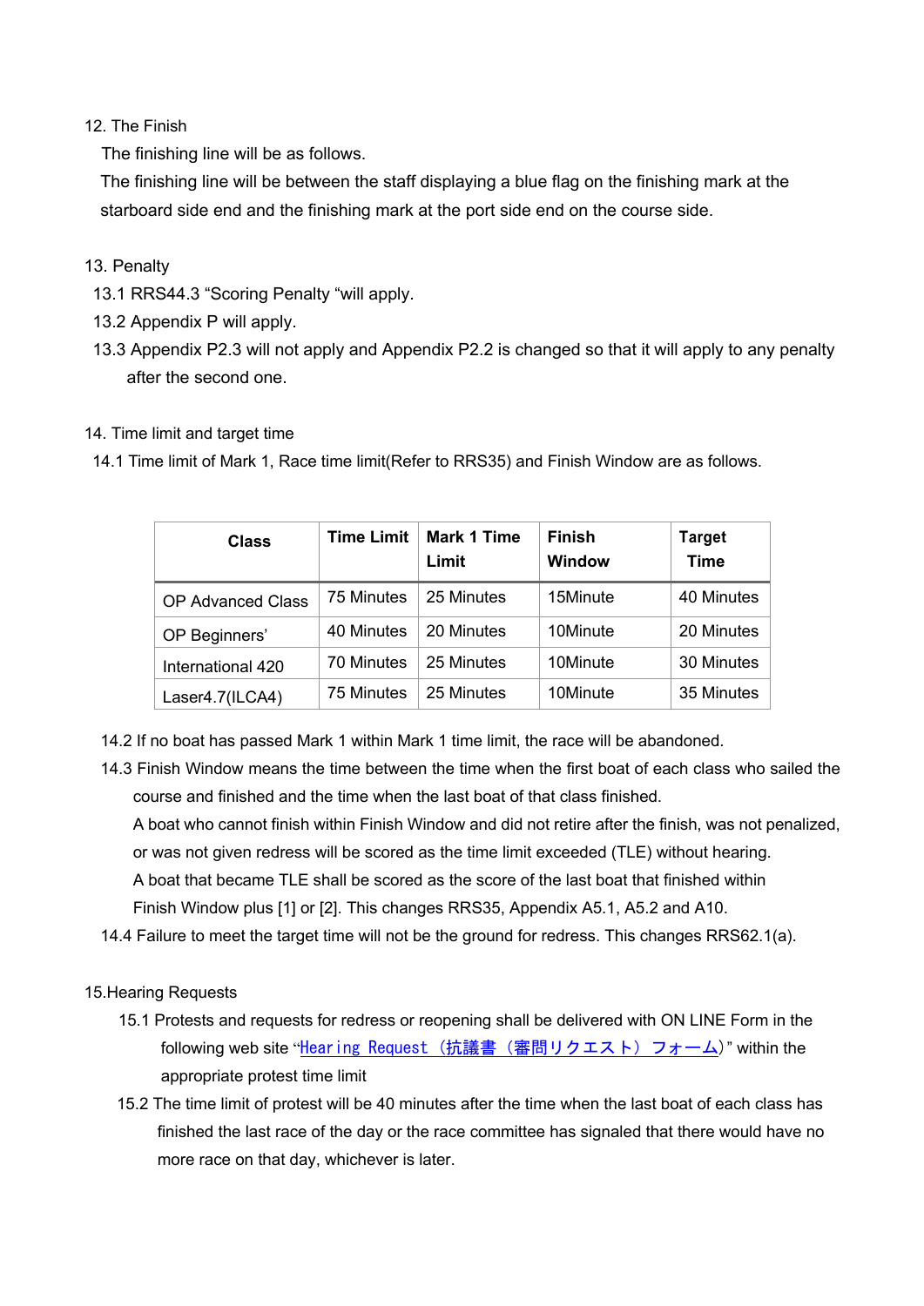## 12. The Finish

The finishing line will be as follows.

The finishing line will be between the staff displaying a blue flag on the finishing mark at the starboard side end and the finishing mark at the port side end on the course side.

## 13. Penalty

13.1 RRS44.3 “Scoring Penalty “will apply.

13.2 Appendix P will apply.

13.3 Appendix P2.3 will not apply and Appendix P2.2 is changed so that it will apply to any penalty after the second one.

## 14. Time limit and target time

14.1 Time limit of Mark 1, Race time limit(Refer to RRS35) and Finish Window are as follows.

| Class | Time Limit | Mark 1 Time Limit | Finish Window | Target Time |
|---|---|---|---|---|
| OP Advanced Class | 75 Minutes | 25 Minutes | 15Minute | 40 Minutes |
| OP Beginners’ | 40 Minutes | 20 Minutes | 10Minute | 20 Minutes |
| International 420 | 70 Minutes | 25 Minutes | 10Minute | 30 Minutes |
| Laser4.7(ILCA4) | 75 Minutes | 25 Minutes | 10Minute | 35 Minutes |

14.2 If no boat has passed Mark 1 within Mark 1 time limit, the race will be abandoned.

14.3 Finish Window means the time between the time when the first boat of each class who sailed the course and finished and the time when the last boat of that class finished.

A boat who cannot finish within Finish Window and did not retire after the finish, was not penalized, or was not given redress will be scored as the time limit exceeded (TLE) without hearing.

A boat that became TLE shall be scored as the score of the last boat that finished within Finish Window plus [1] or [2]. This changes RRS35, Appendix A5.1, A5.2 and A10.

14.4 Failure to meet the target time will not be the ground for redress. This changes RRS62.1(a).

## 15.Hearing Requests

15.1 Protests and requests for redress or reopening shall be delivered with ON LINE Form in the following web site “Hearing Request（抗議書（審問リクエスト）フォーム）” within the appropriate protest time limit

15.2 The time limit of protest will be 40 minutes after the time when the last boat of each class has finished the last race of the day or the race committee has signaled that there would have no more race on that day, whichever is later.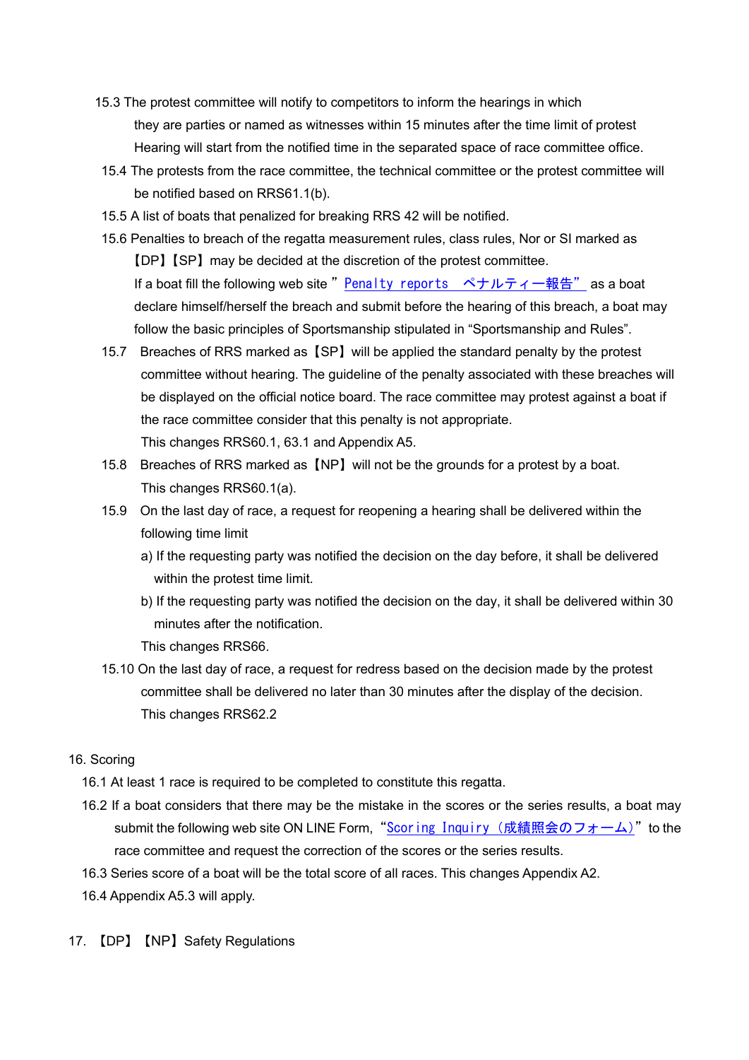15.3 The protest committee will notify to competitors to inform the hearings in which they are parties or named as witnesses within 15 minutes after the time limit of protest Hearing will start from the notified time in the separated space of race committee office.

15.4 The protests from the race committee, the technical committee or the protest committee will be notified based on RRS61.1(b).

15.5 A list of boats that penalized for breaking RRS 42 will be notified.

15.6 Penalties to breach of the regatta measurement rules, class rules, Nor or SI marked as 【DP】【SP】may be decided at the discretion of the protest committee.
If a boat fill the following web site ”Penalty reports　ペナルティー報告” as a boat declare himself/herself the breach and submit before the hearing of this breach, a boat may follow the basic principles of Sportsmanship stipulated in “Sportsmanship and Rules”.

15.7 Breaches of RRS marked as【SP】will be applied the standard penalty by the protest committee without hearing. The guideline of the penalty associated with these breaches will be displayed on the official notice board. The race committee may protest against a boat if the race committee consider that this penalty is not appropriate.
This changes RRS60.1, 63.1 and Appendix A5.

15.8 Breaches of RRS marked as【NP】will not be the grounds for a protest by a boat.
This changes RRS60.1(a).

15.9 On the last day of race, a request for reopening a hearing shall be delivered within the following time limit

a) If the requesting party was notified the decision on the day before, it shall be delivered within the protest time limit.

b) If the requesting party was notified the decision on the day, it shall be delivered within 30 minutes after the notification.

This changes RRS66.

15.10 On the last day of race, a request for redress based on the decision made by the protest committee shall be delivered no later than 30 minutes after the display of the decision.
This changes RRS62.2

16. Scoring

16.1 At least 1 race is required to be completed to constitute this regatta.

16.2 If a boat considers that there may be the mistake in the scores or the series results, a boat may submit the following web site ON LINE Form, “Scoring Inquiry（成績照会のフォーム）” to the race committee and request the correction of the scores or the series results.

16.3 Series score of a boat will be the total score of all races. This changes Appendix A2.

16.4 Appendix A5.3 will apply.

17. 【DP】【NP】Safety Regulations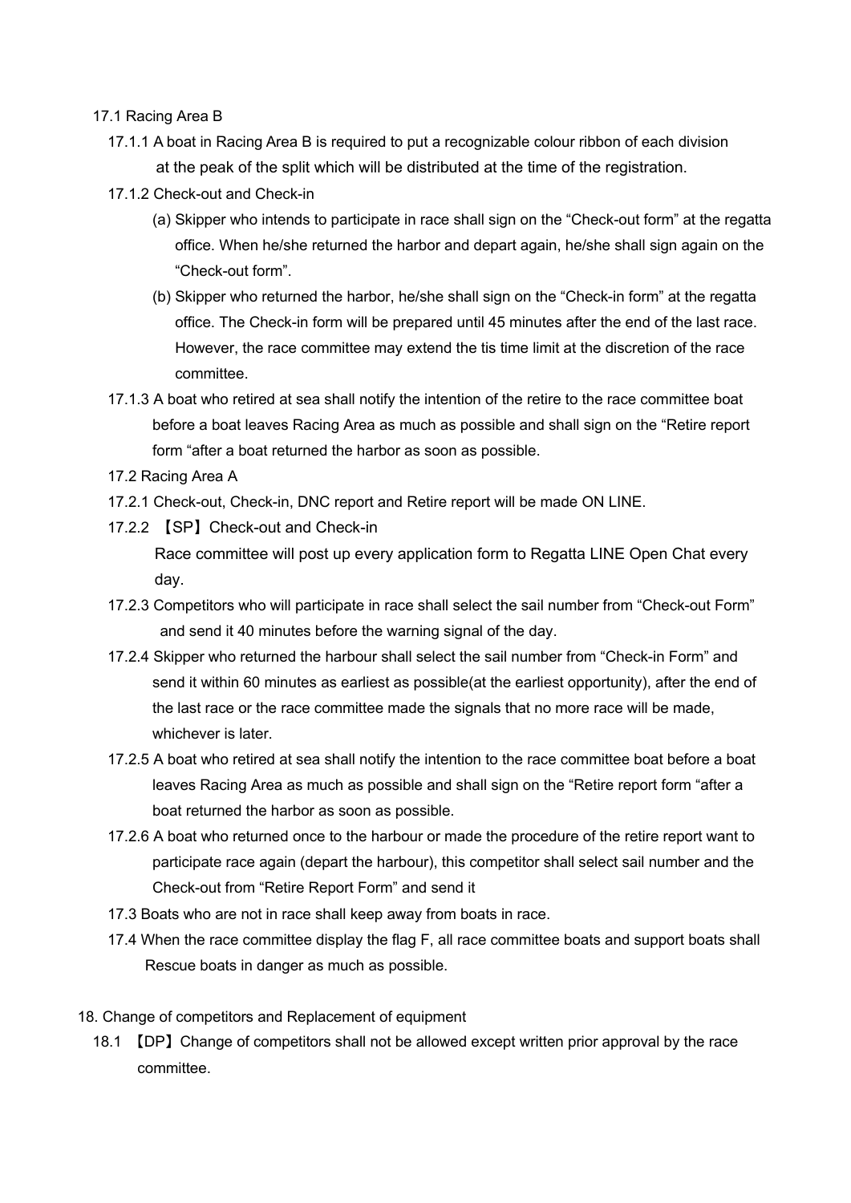17.1 Racing Area B

17.1.1 A boat in Racing Area B is required to put a recognizable colour ribbon of each division at the peak of the split which will be distributed at the time of the registration.

17.1.2 Check-out and Check-in

(a) Skipper who intends to participate in race shall sign on the “Check-out form” at the regatta office. When he/she returned the harbor and depart again, he/she shall sign again on the “Check-out form”.

(b) Skipper who returned the harbor, he/she shall sign on the “Check-in form” at the regatta office. The Check-in form will be prepared until 45 minutes after the end of the last race. However, the race committee may extend the tis time limit at the discretion of the race committee.

17.1.3 A boat who retired at sea shall notify the intention of the retire to the race committee boat before a boat leaves Racing Area as much as possible and shall sign on the “Retire report form “after a boat returned the harbor as soon as possible.

17.2 Racing Area A

17.2.1 Check-out, Check-in, DNC report and Retire report will be made ON LINE.

17.2.2 【SP】Check-out and Check-in

Race committee will post up every application form to Regatta LINE Open Chat every day.

17.2.3 Competitors who will participate in race shall select the sail number from “Check-out Form” and send it 40 minutes before the warning signal of the day.

17.2.4 Skipper who returned the harbour shall select the sail number from “Check-in Form” and send it within 60 minutes as earliest as possible(at the earliest opportunity), after the end of the last race or the race committee made the signals that no more race will be made, whichever is later.

17.2.5 A boat who retired at sea shall notify the intention to the race committee boat before a boat leaves Racing Area as much as possible and shall sign on the “Retire report form “after a boat returned the harbor as soon as possible.

17.2.6 A boat who returned once to the harbour or made the procedure of the retire report want to participate race again (depart the harbour), this competitor shall select sail number and the Check-out from “Retire Report Form” and send it

17.3 Boats who are not in race shall keep away from boats in race.

17.4 When the race committee display the flag F, all race committee boats and support boats shall Rescue boats in danger as much as possible.

18. Change of competitors and Replacement of equipment

18.1 【DP】Change of competitors shall not be allowed except written prior approval by the race committee.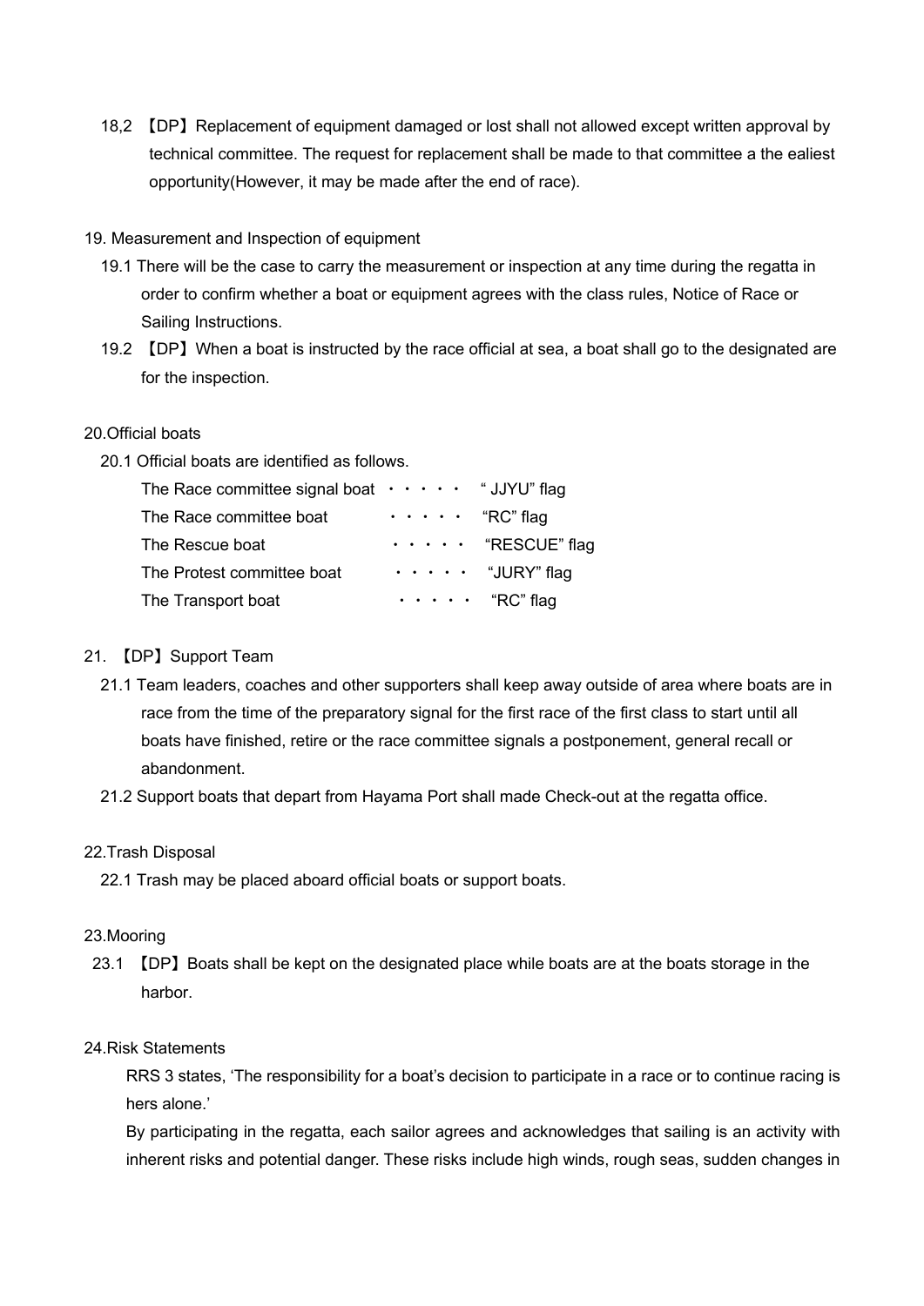18,2 【DP】Replacement of equipment damaged or lost shall not allowed except written approval by technical committee. The request for replacement shall be made to that committee a the ealiest opportunity(However, it may be made after the end of race).

19. Measurement and Inspection of equipment

19.1 There will be the case to carry the measurement or inspection at any time during the regatta in order to confirm whether a boat or equipment agrees with the class rules, Notice of Race or Sailing Instructions.

19.2 【DP】When a boat is instructed by the race official at sea, a boat shall go to the designated are for the inspection.

20.Official boats

20.1 Official boats are identified as follows.

| | | |
|---|---|---|
| The Race committee signal boat | ・・・・・ | " JJYU" flag |
| The Race committee boat | ・・・・・ | "RC" flag |
| The Rescue boat | ・・・・・ | "RESCUE" flag |
| The Protest committee boat | ・・・・・ | "JURY" flag |
| The Transport boat | ・・・・・ | "RC" flag |

21. 【DP】Support Team

21.1 Team leaders, coaches and other supporters shall keep away outside of area where boats are in race from the time of the preparatory signal for the first race of the first class to start until all boats have finished, retire or the race committee signals a postponement, general recall or abandonment.

21.2 Support boats that depart from Hayama Port shall made Check-out at the regatta office.

22.Trash Disposal

22.1 Trash may be placed aboard official boats or support boats.

23.Mooring

23.1 【DP】Boats shall be kept on the designated place while boats are at the boats storage in the harbor.

24.Risk Statements

RRS 3 states, 'The responsibility for a boat's decision to participate in a race or to continue racing is hers alone.'

By participating in the regatta, each sailor agrees and acknowledges that sailing is an activity with inherent risks and potential danger. These risks include high winds, rough seas, sudden changes in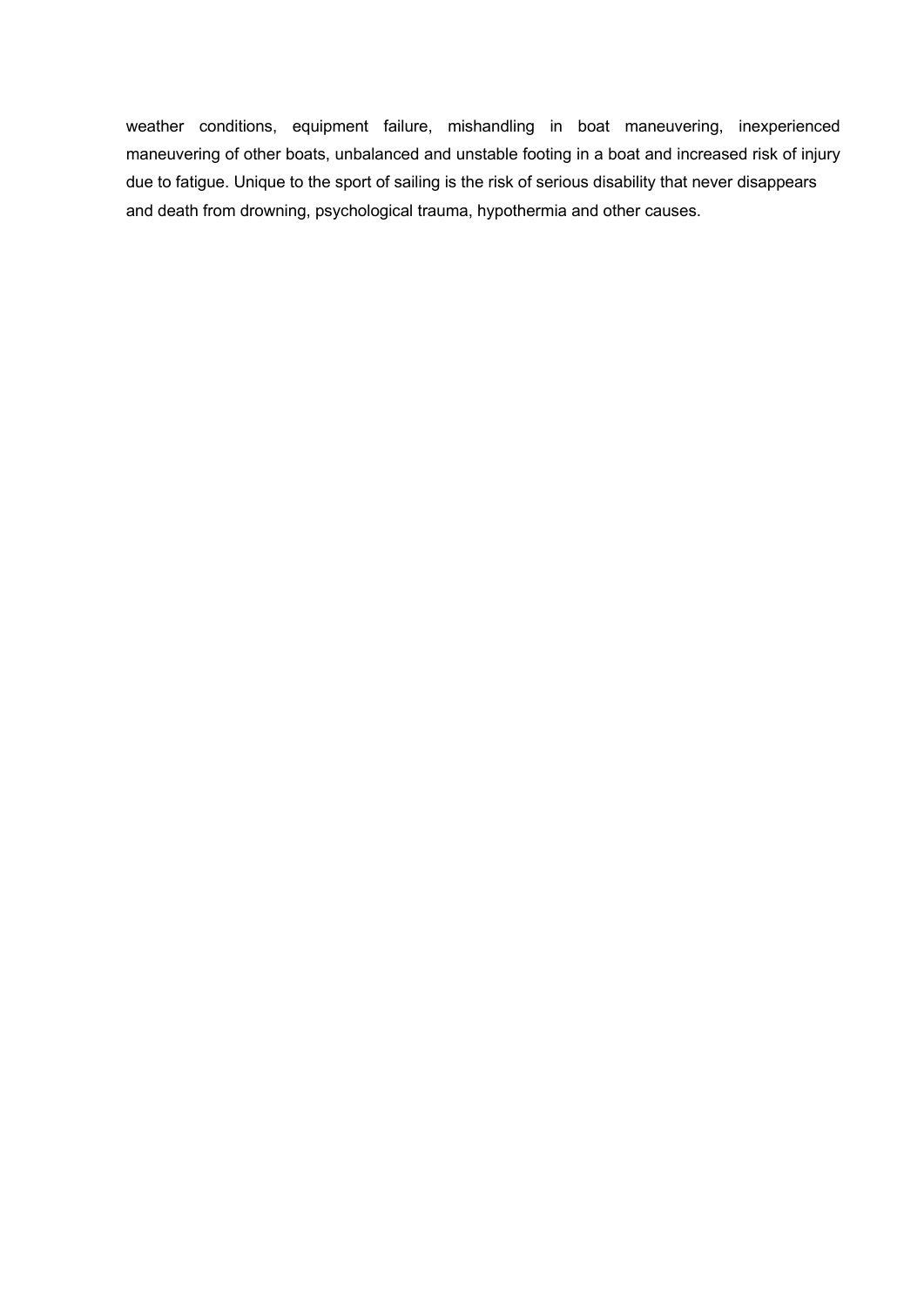weather conditions, equipment failure, mishandling in boat maneuvering, inexperienced maneuvering of other boats, unbalanced and unstable footing in a boat and increased risk of injury due to fatigue. Unique to the sport of sailing is the risk of serious disability that never disappears and death from drowning, psychological trauma, hypothermia and other causes.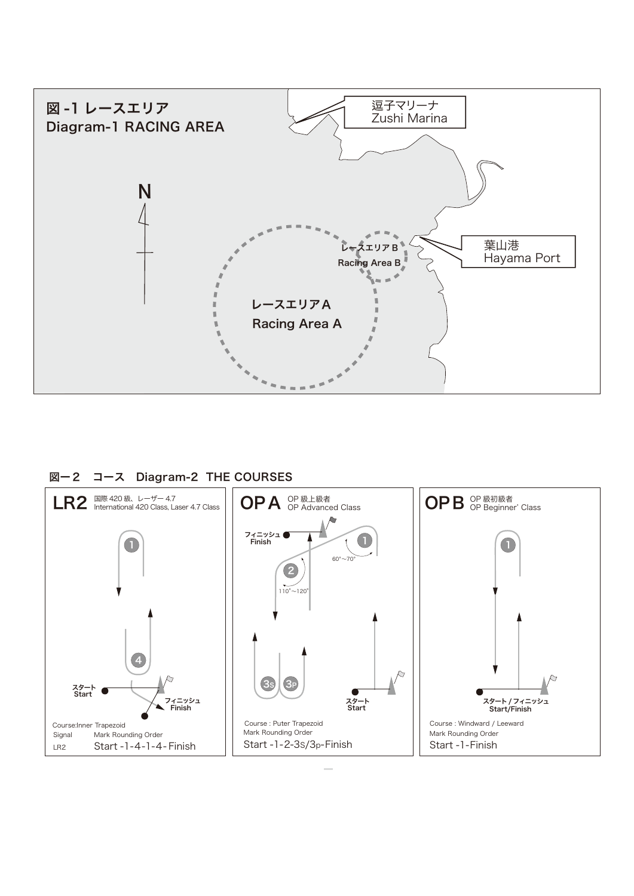## 図 -1 レースエリア
## Diagram-1 RACING AREA

逗子マリーナ
Zushi Marina

N

レースエリア B
Racing Area B

葉山港
Hayama Port

レースエリア A
Racing Area A

## 図ー２　コース　Diagram-2 THE COURSES

### LR2 国際 420 級、レーザー 4.7 International 420 Class, Laser 4.7 Class

1

4

スタート
Start

フィニッシュ
Finish

Course:Inner Trapezoid

Signal　Mark Rounding Order

LR2　Start -1-4-1-4- Finish

### OP A OP 級上級者 OP Advanced Class

フィニッシュ
Finish

1

60°～70°

2

110°～120°

3S　3P

スタート
Start

Course : Puter Trapezoid

Mark Rounding Order

Start -1-2-3S/3P-Finish

### OP B OP 級初級者 OP Beginner' Class

1

スタート / フィニッシュ
Start/Finish

Course : Windward / Leeward

Mark Rounding Order

Start -1-Finish